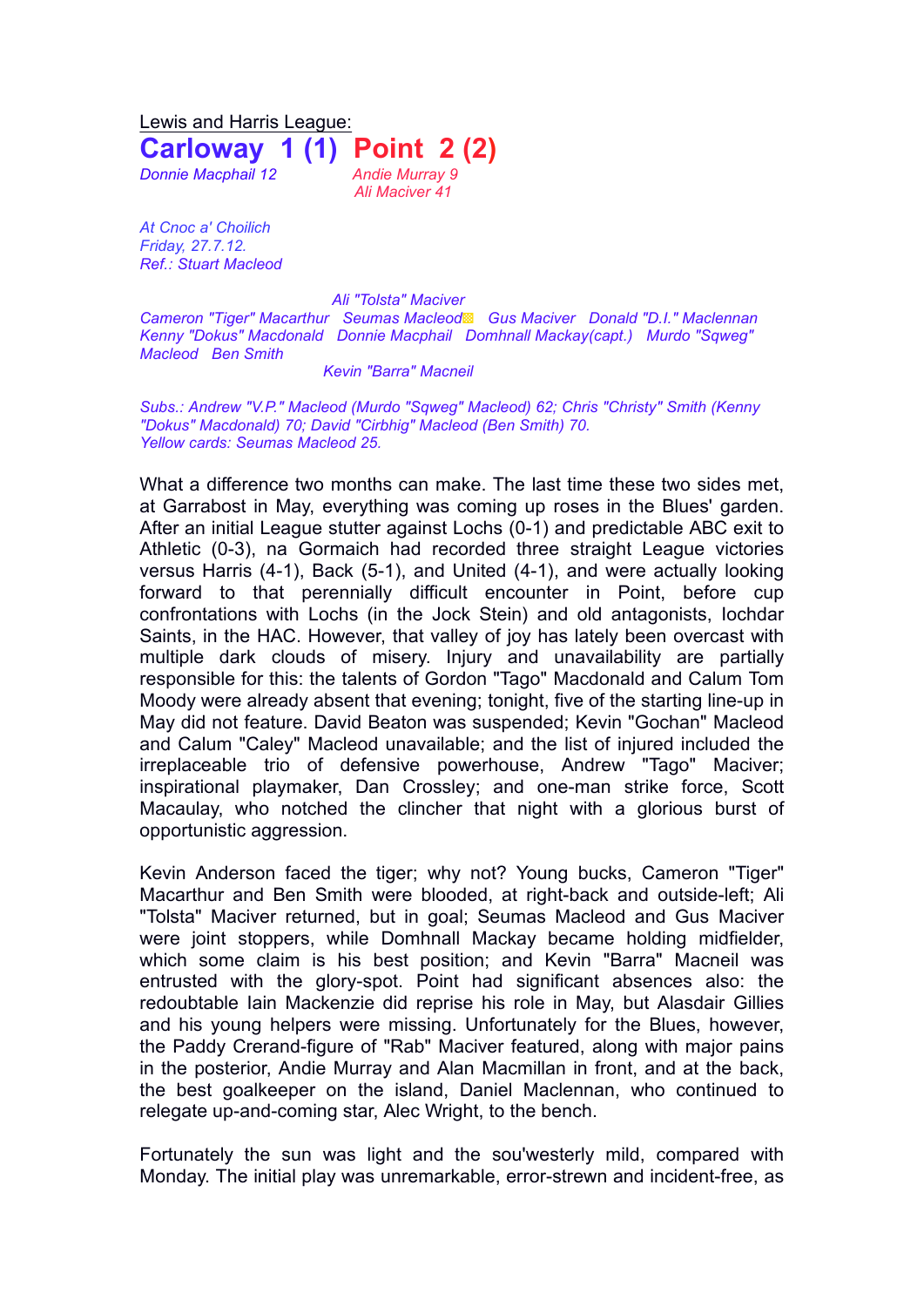Lewis and Harris League:

# Carloway 1 (1) Point 2 (2)

*Donnie Macphail 12*

*Andie Murray 9*
*Ali Maciver 41*

*At Cnoc a' Choilich*
*Friday, 27.7.12.*
*Ref.: Stuart Macleod*

*Ali "Tolsta" Maciver*
*Cameron "Tiger" Macarthur Seumas Macleod Gus Maciver Donald "D.I." Maclennan*
*Kenny "Dokus" Macdonald Donnie Macphail Domhnall Mackay(capt.) Murdo "Sqweg" Macleod Ben Smith*
*Kevin "Barra" Macneil*

*Subs.: Andrew "V.P." Macleod (Murdo "Sqweg" Macleod) 62; Chris "Christy" Smith (Kenny "Dokus" Macdonald) 70; David "Cirbhig" Macleod (Ben Smith) 70.*
*Yellow cards: Seumas Macleod 25.*

What a difference two months can make. The last time these two sides met, at Garrabost in May, everything was coming up roses in the Blues' garden. After an initial League stutter against Lochs (0-1) and predictable ABC exit to Athletic (0-3), na Gormaich had recorded three straight League victories versus Harris (4-1), Back (5-1), and United (4-1), and were actually looking forward to that perennially difficult encounter in Point, before cup confrontations with Lochs (in the Jock Stein) and old antagonists, Iochdar Saints, in the HAC. However, that valley of joy has lately been overcast with multiple dark clouds of misery. Injury and unavailability are partially responsible for this: the talents of Gordon "Tago" Macdonald and Calum Tom Moody were already absent that evening; tonight, five of the starting line-up in May did not feature. David Beaton was suspended; Kevin "Gochan" Macleod and Calum "Caley" Macleod unavailable; and the list of injured included the irreplaceable trio of defensive powerhouse, Andrew "Tago" Maciver; inspirational playmaker, Dan Crossley; and one-man strike force, Scott Macaulay, who notched the clincher that night with a glorious burst of opportunistic aggression.

Kevin Anderson faced the tiger; why not? Young bucks, Cameron "Tiger" Macarthur and Ben Smith were blooded, at right-back and outside-left; Ali "Tolsta" Maciver returned, but in goal; Seumas Macleod and Gus Maciver were joint stoppers, while Domhnall Mackay became holding midfielder, which some claim is his best position; and Kevin "Barra" Macneil was entrusted with the glory-spot. Point had significant absences also: the redoubtable Iain Mackenzie did reprise his role in May, but Alasdair Gillies and his young helpers were missing. Unfortunately for the Blues, however, the Paddy Crerand-figure of "Rab" Maciver featured, along with major pains in the posterior, Andie Murray and Alan Macmillan in front, and at the back, the best goalkeeper on the island, Daniel Maclennan, who continued to relegate up-and-coming star, Alec Wright, to the bench.

Fortunately the sun was light and the sou'westerly mild, compared with Monday. The initial play was unremarkable, error-strewn and incident-free, as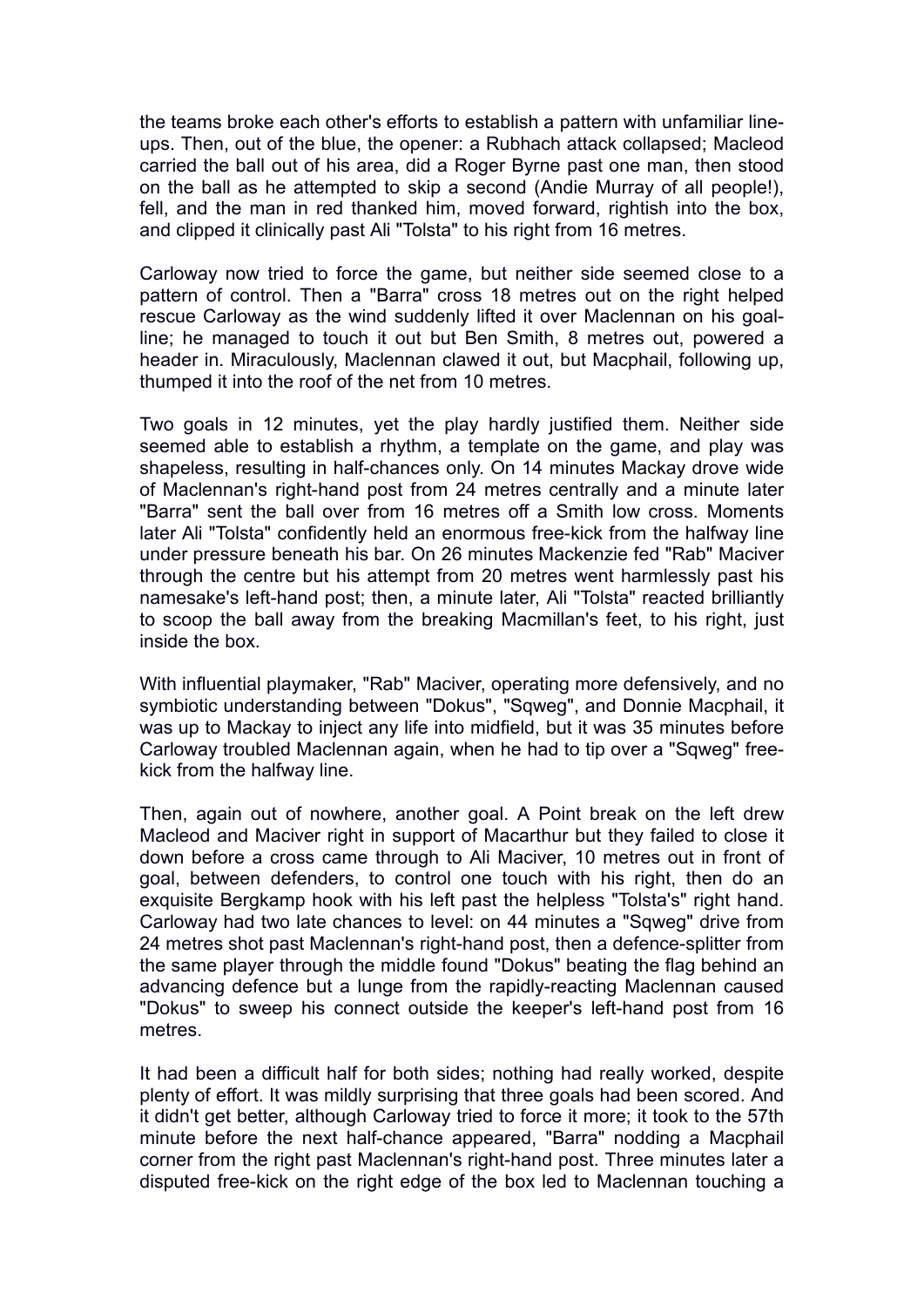the teams broke each other's efforts to establish a pattern with unfamiliar line-ups. Then, out of the blue, the opener: a Rubhach attack collapsed; Macleod carried the ball out of his area, did a Roger Byrne past one man, then stood on the ball as he attempted to skip a second (Andie Murray of all people!), fell, and the man in red thanked him, moved forward, rightish into the box, and clipped it clinically past Ali "Tolsta" to his right from 16 metres.

Carloway now tried to force the game, but neither side seemed close to a pattern of control. Then a "Barra" cross 18 metres out on the right helped rescue Carloway as the wind suddenly lifted it over Maclennan on his goal-line; he managed to touch it out but Ben Smith, 8 metres out, powered a header in. Miraculously, Maclennan clawed it out, but Macphail, following up, thumped it into the roof of the net from 10 metres.

Two goals in 12 minutes, yet the play hardly justified them. Neither side seemed able to establish a rhythm, a template on the game, and play was shapeless, resulting in half-chances only. On 14 minutes Mackay drove wide of Maclennan's right-hand post from 24 metres centrally and a minute later "Barra" sent the ball over from 16 metres off a Smith low cross. Moments later Ali "Tolsta" confidently held an enormous free-kick from the halfway line under pressure beneath his bar. On 26 minutes Mackenzie fed "Rab" Maciver through the centre but his attempt from 20 metres went harmlessly past his namesake's left-hand post; then, a minute later, Ali "Tolsta" reacted brilliantly to scoop the ball away from the breaking Macmillan's feet, to his right, just inside the box.

With influential playmaker, "Rab" Maciver, operating more defensively, and no symbiotic understanding between "Dokus", "Sqweg", and Donnie Macphail, it was up to Mackay to inject any life into midfield, but it was 35 minutes before Carloway troubled Maclennan again, when he had to tip over a "Sqweg" free-kick from the halfway line.

Then, again out of nowhere, another goal. A Point break on the left drew Macleod and Maciver right in support of Macarthur but they failed to close it down before a cross came through to Ali Maciver, 10 metres out in front of goal, between defenders, to control one touch with his right, then do an exquisite Bergkamp hook with his left past the helpless "Tolsta's" right hand. Carloway had two late chances to level: on 44 minutes a "Sqweg" drive from 24 metres shot past Maclennan's right-hand post, then a defence-splitter from the same player through the middle found "Dokus" beating the flag behind an advancing defence but a lunge from the rapidly-reacting Maclennan caused "Dokus" to sweep his connect outside the keeper's left-hand post from 16 metres.

It had been a difficult half for both sides; nothing had really worked, despite plenty of effort. It was mildly surprising that three goals had been scored. And it didn't get better, although Carloway tried to force it more; it took to the 57th minute before the next half-chance appeared, "Barra" nodding a Macphail corner from the right past Maclennan's right-hand post. Three minutes later a disputed free-kick on the right edge of the box led to Maclennan touching a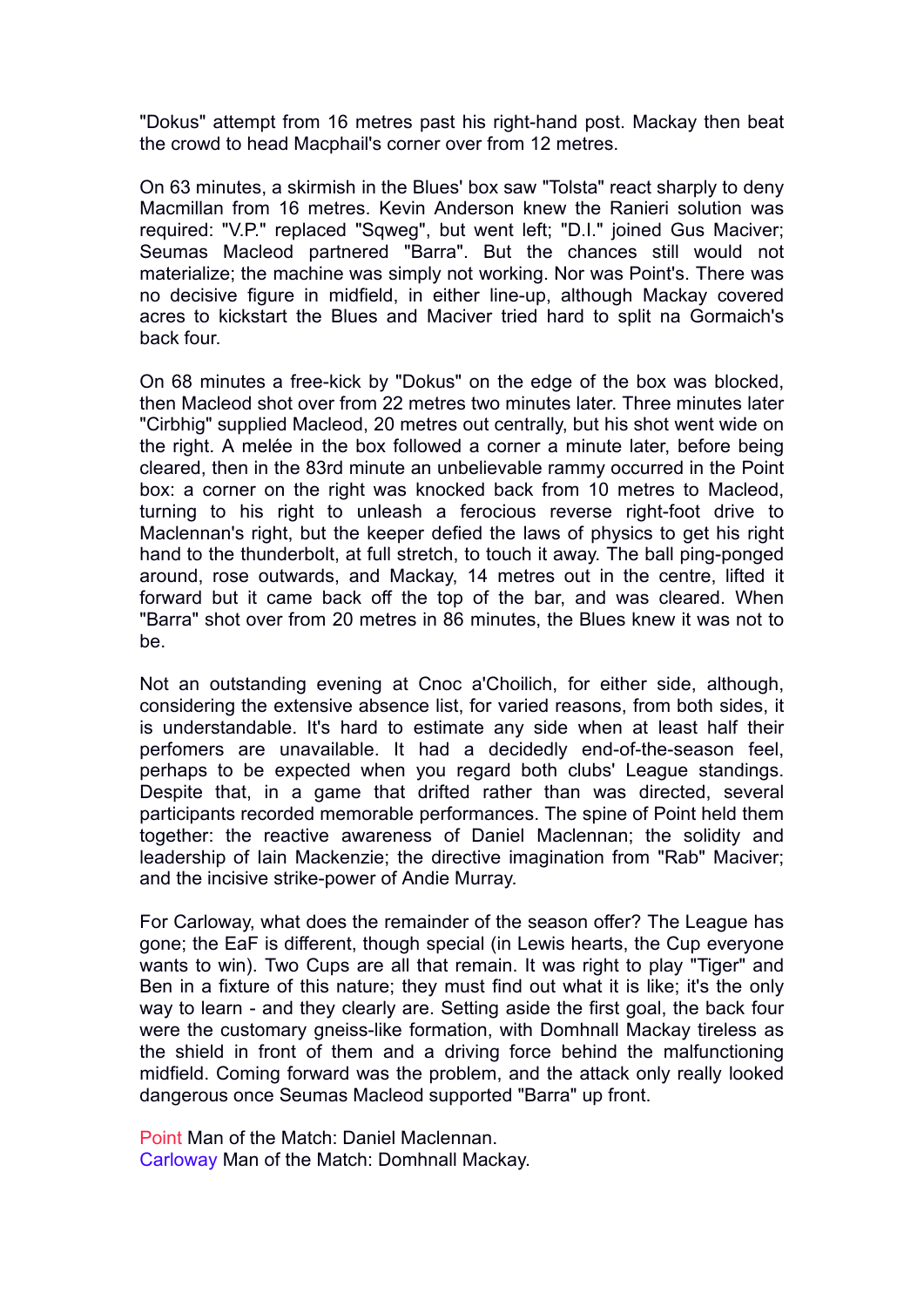"Dokus" attempt from 16 metres past his right-hand post. Mackay then beat the crowd to head Macphail's corner over from 12 metres.

On 63 minutes, a skirmish in the Blues' box saw "Tolsta" react sharply to deny Macmillan from 16 metres. Kevin Anderson knew the Ranieri solution was required: "V.P." replaced "Sqweg", but went left; "D.I." joined Gus Maciver; Seumas Macleod partnered "Barra". But the chances still would not materialize; the machine was simply not working. Nor was Point's. There was no decisive figure in midfield, in either line-up, although Mackay covered acres to kickstart the Blues and Maciver tried hard to split na Gormaich's back four.

On 68 minutes a free-kick by "Dokus" on the edge of the box was blocked, then Macleod shot over from 22 metres two minutes later. Three minutes later "Cirbhig" supplied Macleod, 20 metres out centrally, but his shot went wide on the right. A melée in the box followed a corner a minute later, before being cleared, then in the 83rd minute an unbelievable rammy occurred in the Point box: a corner on the right was knocked back from 10 metres to Macleod, turning to his right to unleash a ferocious reverse right-foot drive to Maclennan's right, but the keeper defied the laws of physics to get his right hand to the thunderbolt, at full stretch, to touch it away. The ball ping-ponged around, rose outwards, and Mackay, 14 metres out in the centre, lifted it forward but it came back off the top of the bar, and was cleared. When "Barra" shot over from 20 metres in 86 minutes, the Blues knew it was not to be.

Not an outstanding evening at Cnoc a'Choilich, for either side, although, considering the extensive absence list, for varied reasons, from both sides, it is understandable. It's hard to estimate any side when at least half their perfomers are unavailable. It had a decidedly end-of-the-season feel, perhaps to be expected when you regard both clubs' League standings. Despite that, in a game that drifted rather than was directed, several participants recorded memorable performances. The spine of Point held them together: the reactive awareness of Daniel Maclennan; the solidity and leadership of Iain Mackenzie; the directive imagination from "Rab" Maciver; and the incisive strike-power of Andie Murray.

For Carloway, what does the remainder of the season offer? The League has gone; the EaF is different, though special (in Lewis hearts, the Cup everyone wants to win). Two Cups are all that remain. It was right to play "Tiger" and Ben in a fixture of this nature; they must find out what it is like; it's the only way to learn - and they clearly are. Setting aside the first goal, the back four were the customary gneiss-like formation, with Domhnall Mackay tireless as the shield in front of them and a driving force behind the malfunctioning midfield. Coming forward was the problem, and the attack only really looked dangerous once Seumas Macleod supported "Barra" up front.

Point Man of the Match: Daniel Maclennan.
Carloway Man of the Match: Domhnall Mackay.